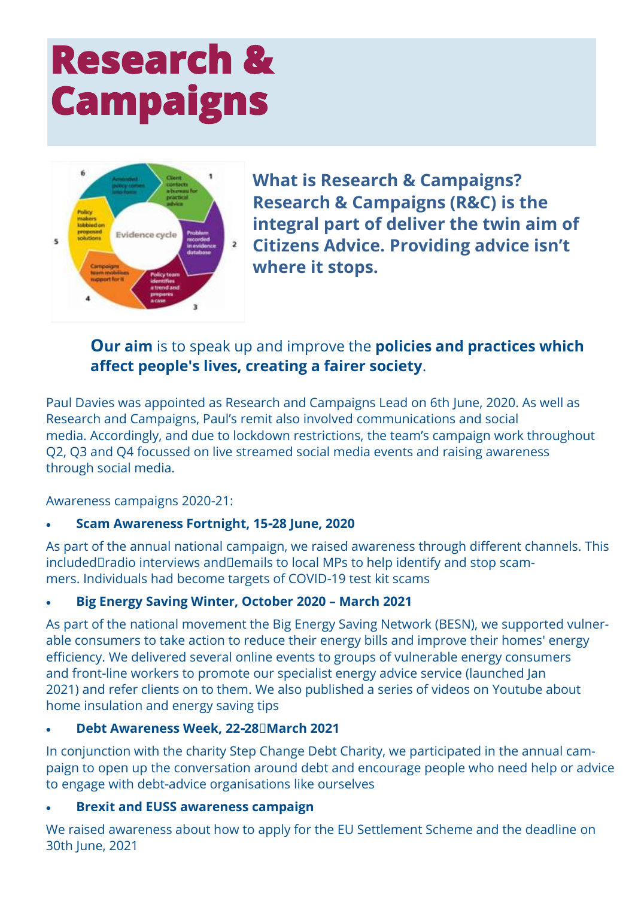# Research & Campaigns

**What is Research & Campaigns? Research & Campaigns (R&C) is the integral part of deliver the twin aim of Citizens Advice. Providing advice isn't where it stops.**

**Our aim** is to speak up and improve the **policies and practices which affect people's lives, creating a fairer society**.

Paul Davies was appointed as Research and Campaigns Lead on 6th June, 2020. As well as Research and Campaigns, Paul's remit also involved communications and social media. Accordingly, and due to lockdown restrictions, the team's campaign work throughout Q2, Q3 and Q4 focussed on live streamed social media events and raising awareness through social media.

Awareness campaigns 2020-21:

- **Scam Awareness Fortnight, 15-28 June, 2020**

As part of the annual national campaign, we raised awareness through different channels. This included radio interviews and emails to local MPs to help identify and stop scammers. Individuals had become targets of COVID-19 test kit scams

- **Big Energy Saving Winter, October 2020 – March 2021**

As part of the national movement the Big Energy Saving Network (BESN), we supported vulnerable consumers to take action to reduce their energy bills and improve their homes' energy efficiency. We delivered several online events to groups of vulnerable energy consumers and front-line workers to promote our specialist energy advice service (launched Jan 2021) and refer clients on to them. We also published a series of videos on Youtube about home insulation and energy saving tips

- **Debt Awareness Week, 22-28 March 2021**

In conjunction with the charity Step Change Debt Charity, we participated in the annual campaign to open up the conversation around debt and encourage people who need help or advice to engage with debt-advice organisations like ourselves

- **Brexit and EUSS awareness campaign**

We raised awareness about how to apply for the EU Settlement Scheme and the deadline on 30th June, 2021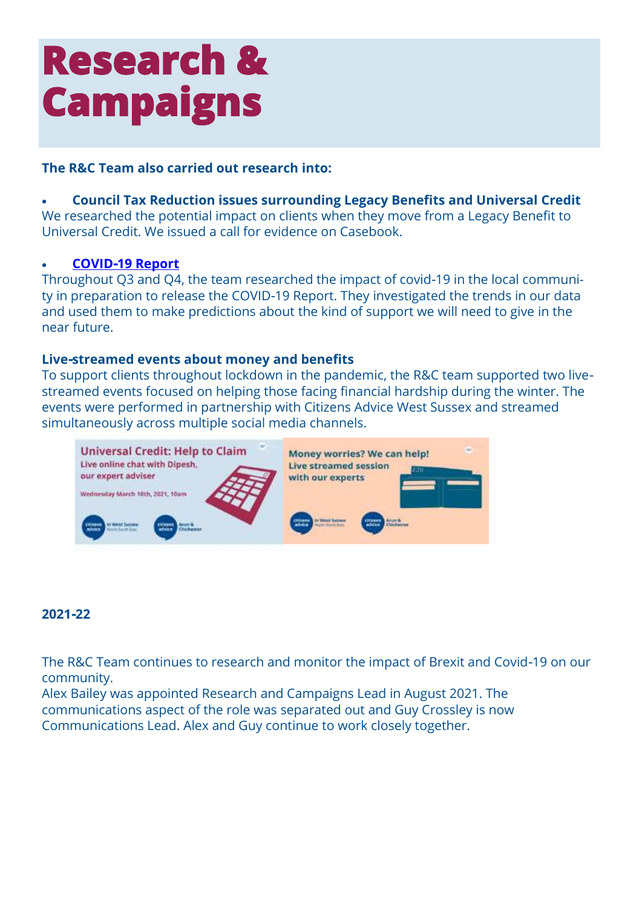# Research & Campaigns

**The R&C Team also carried out research into:**

- **Council Tax Reduction issues surrounding Legacy Benefits and Universal Credit**

We researched the potential impact on clients when they move from a Legacy Benefit to Universal Credit. We issued a call for evidence on Casebook.

- **COVID-19 Report**

Throughout Q3 and Q4, the team researched the impact of covid-19 in the local community in preparation to release the COVID-19 Report. They investigated the trends in our data and used them to make predictions about the kind of support we will need to give in the near future.

**Live-streamed events about money and benefits**

To support clients throughout lockdown in the pandemic, the R&C team supported two live-streamed events focused on helping those facing financial hardship during the winter. The events were performed in partnership with Citizens Advice West Sussex and streamed simultaneously across multiple social media channels.

**2021-22**

The R&C Team continues to research and monitor the impact of Brexit and Covid-19 on our community.

Alex Bailey was appointed Research and Campaigns Lead in August 2021. The communications aspect of the role was separated out and Guy Crossley is now Communications Lead. Alex and Guy continue to work closely together.